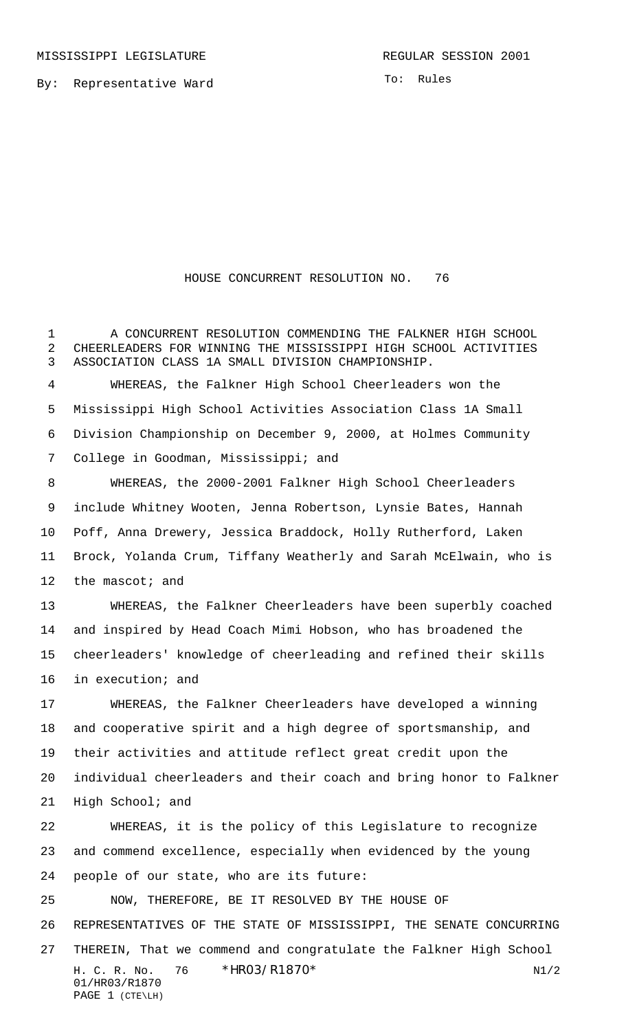MISSISSIPPI LEGISLATURE REGULAR SESSION 2001

By: Representative Ward

To: Rules

# HOUSE CONCURRENT RESOLUTION NO. 76

A CONCURRENT RESOLUTION COMMENDING THE FALKNER HIGH SCHOOL CHEERLEADERS FOR WINNING THE MISSISSIPPI HIGH SCHOOL ACTIVITIES ASSOCIATION CLASS 1A SMALL DIVISION CHAMPIONSHIP.

WHEREAS, the Falkner High School Cheerleaders won the Mississippi High School Activities Association Class 1A Small Division Championship on December 9, 2000, at Holmes Community College in Goodman, Mississippi; and

WHEREAS, the 2000-2001 Falkner High School Cheerleaders include Whitney Wooten, Jenna Robertson, Lynsie Bates, Hannah Poff, Anna Drewery, Jessica Braddock, Holly Rutherford, Laken Brock, Yolanda Crum, Tiffany Weatherly and Sarah McElwain, who is the mascot; and

WHEREAS, the Falkner Cheerleaders have been superbly coached and inspired by Head Coach Mimi Hobson, who has broadened the cheerleaders' knowledge of cheerleading and refined their skills in execution; and

WHEREAS, the Falkner Cheerleaders have developed a winning and cooperative spirit and a high degree of sportsmanship, and their activities and attitude reflect great credit upon the individual cheerleaders and their coach and bring honor to Falkner High School; and

WHEREAS, it is the policy of this Legislature to recognize and commend excellence, especially when evidenced by the young people of our state, who are its future:

NOW, THEREFORE, BE IT RESOLVED BY THE HOUSE OF REPRESENTATIVES OF THE STATE OF MISSISSIPPI, THE SENATE CONCURRING THEREIN, That we commend and congratulate the Falkner High School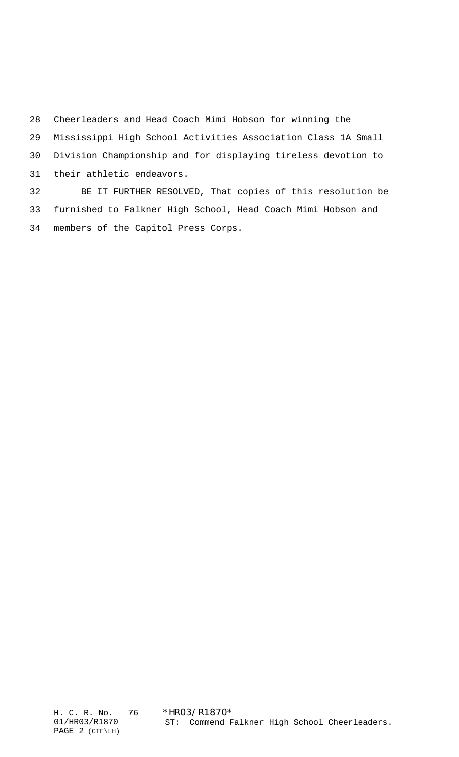Cheerleaders and Head Coach Mimi Hobson for winning the Mississippi High School Activities Association Class 1A Small Division Championship and for displaying tireless devotion to their athletic endeavors.

BE IT FURTHER RESOLVED, That copies of this resolution be furnished to Falkner High School, Head Coach Mimi Hobson and members of the Capitol Press Corps.